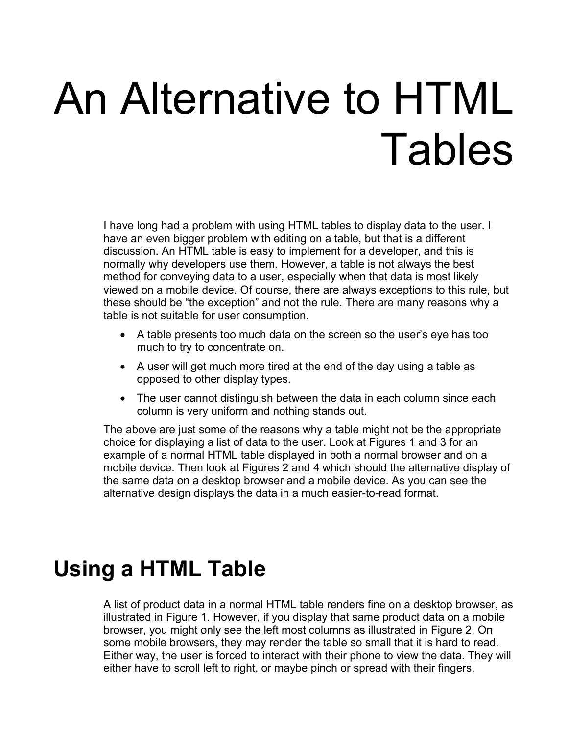# An Alternative to HTML Tables

I have long had a problem with using HTML tables to display data to the user. I have an even bigger problem with editing on a table, but that is a different discussion. An HTML table is easy to implement for a developer, and this is normally why developers use them. However, a table is not always the best method for conveying data to a user, especially when that data is most likely viewed on a mobile device. Of course, there are always exceptions to this rule, but these should be "the exception" and not the rule. There are many reasons why a table is not suitable for user consumption.

- A table presents too much data on the screen so the user's eye has too much to try to concentrate on.
- A user will get much more tired at the end of the day using a table as opposed to other display types.
- The user cannot distinguish between the data in each column since each column is very uniform and nothing stands out.

The above are just some of the reasons why a table might not be the appropriate choice for displaying a list of data to the user. Look at Figures 1 and 3 for an example of a normal HTML table displayed in both a normal browser and on a mobile device. Then look at Figures 2 and 4 which should the alternative display of the same data on a desktop browser and a mobile device. As you can see the alternative design displays the data in a much easier-to-read format.

## Using a HTML Table

A list of product data in a normal HTML table renders fine on a desktop browser, as illustrated in Figure 1. However, if you display that same product data on a mobile browser, you might only see the left most columns as illustrated in Figure 2. On some mobile browsers, they may render the table so small that it is hard to read. Either way, the user is forced to interact with their phone to view the data. They will either have to scroll left to right, or maybe pinch or spread with their fingers.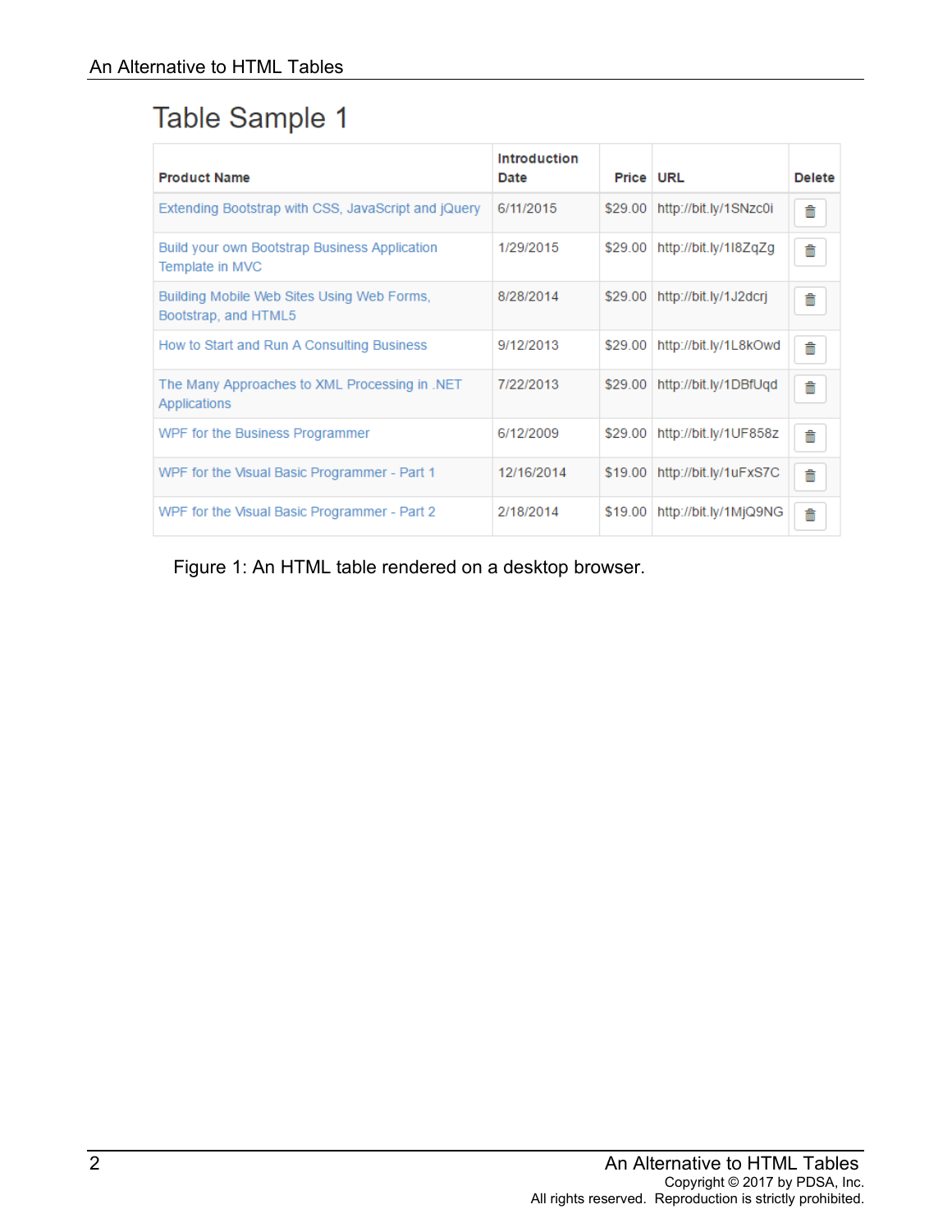## Table Sample 1

| Product Name | Introduction Date | Price | URL | Delete |
|---|---|---|---|---|
| Extending Bootstrap with CSS, JavaScript and jQuery | 6/11/2015 | $29.00 | http://bit.ly/1SNzc0i | 🗑 |
| Build your own Bootstrap Business Application Template in MVC | 1/29/2015 | $29.00 | http://bit.ly/1I8ZqZg | 🗑 |
| Building Mobile Web Sites Using Web Forms, Bootstrap, and HTML5 | 8/28/2014 | $29.00 | http://bit.ly/1J2dcrj | 🗑 |
| How to Start and Run A Consulting Business | 9/12/2013 | $29.00 | http://bit.ly/1L8kOwd | 🗑 |
| The Many Approaches to XML Processing in .NET Applications | 7/22/2013 | $29.00 | http://bit.ly/1DBfUqd | 🗑 |
| WPF for the Business Programmer | 6/12/2009 | $29.00 | http://bit.ly/1UF858z | 🗑 |
| WPF for the Visual Basic Programmer - Part 1 | 12/16/2014 | $19.00 | http://bit.ly/1uFxS7C | 🗑 |
| WPF for the Visual Basic Programmer - Part 2 | 2/18/2014 | $19.00 | http://bit.ly/1MjQ9NG | 🗑 |

Figure 1: An HTML table rendered on a desktop browser.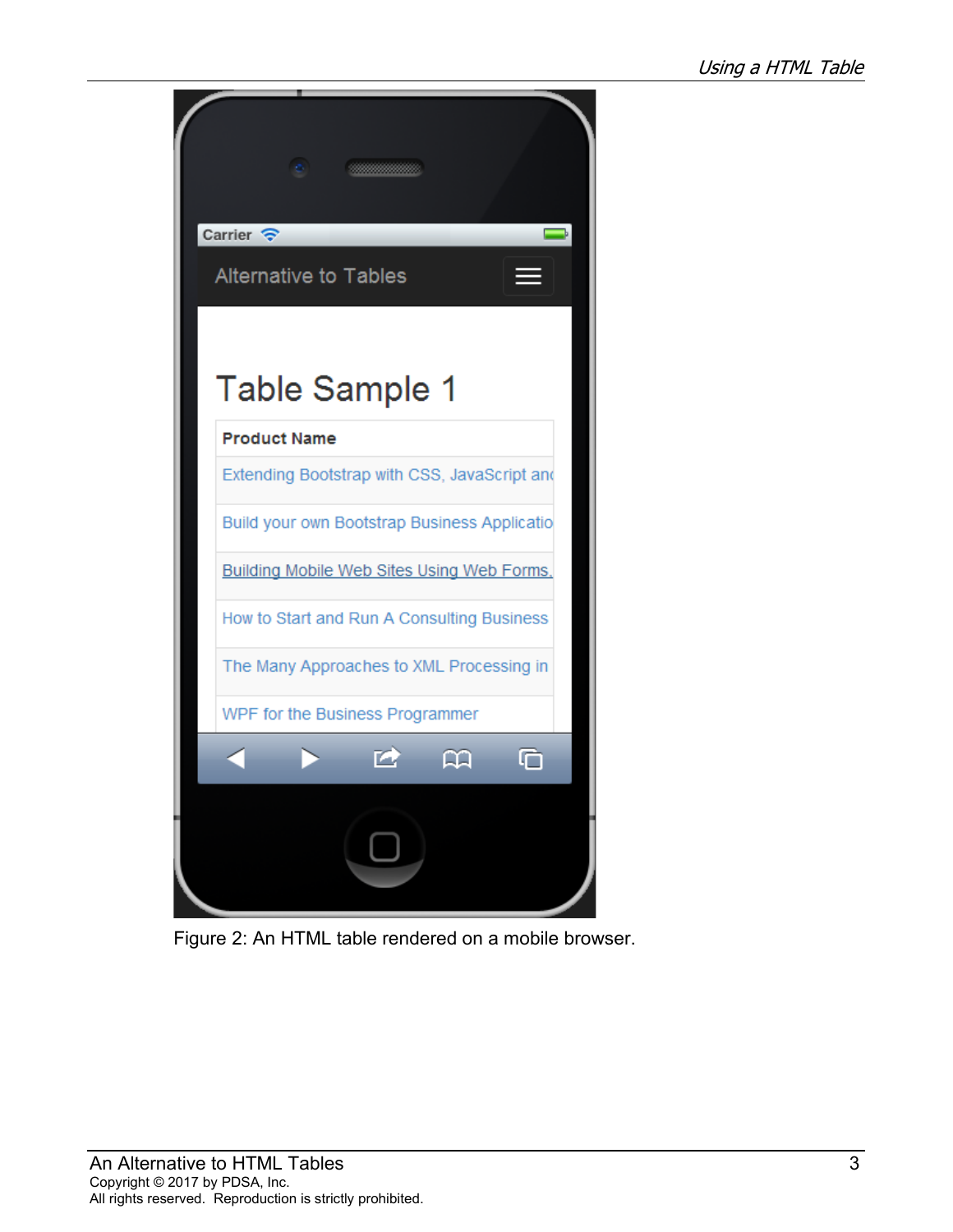Figure 2: An HTML table rendered on a mobile browser.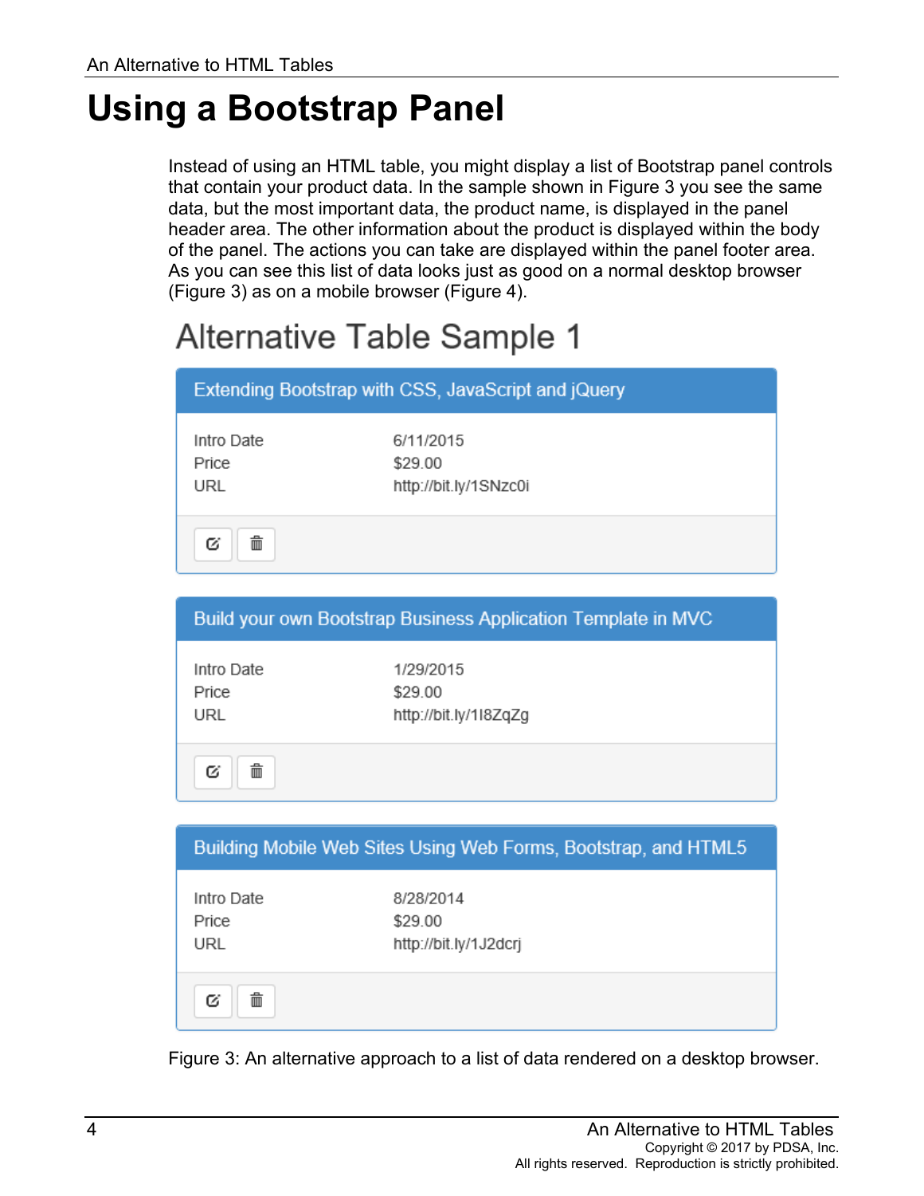# Using a Bootstrap Panel

Instead of using an HTML table, you might display a list of Bootstrap panel controls that contain your product data. In the sample shown in Figure 3 you see the same data, but the most important data, the product name, is displayed in the panel header area. The other information about the product is displayed within the body of the panel. The actions you can take are displayed within the panel footer area. As you can see this list of data looks just as good on a normal desktop browser (Figure 3) as on a mobile browser (Figure 4).

## Alternative Table Sample 1

**Extending Bootstrap with CSS, JavaScript and jQuery**

Intro Date 6/11/2015
Price $29.00
URL http://bit.ly/1SNzc0i

**Build your own Bootstrap Business Application Template in MVC**

Intro Date 1/29/2015
Price $29.00
URL http://bit.ly/1I8ZqZg

**Building Mobile Web Sites Using Web Forms, Bootstrap, and HTML5**

Intro Date 8/28/2014
Price $29.00
URL http://bit.ly/1J2dcrj

Figure 3: An alternative approach to a list of data rendered on a desktop browser.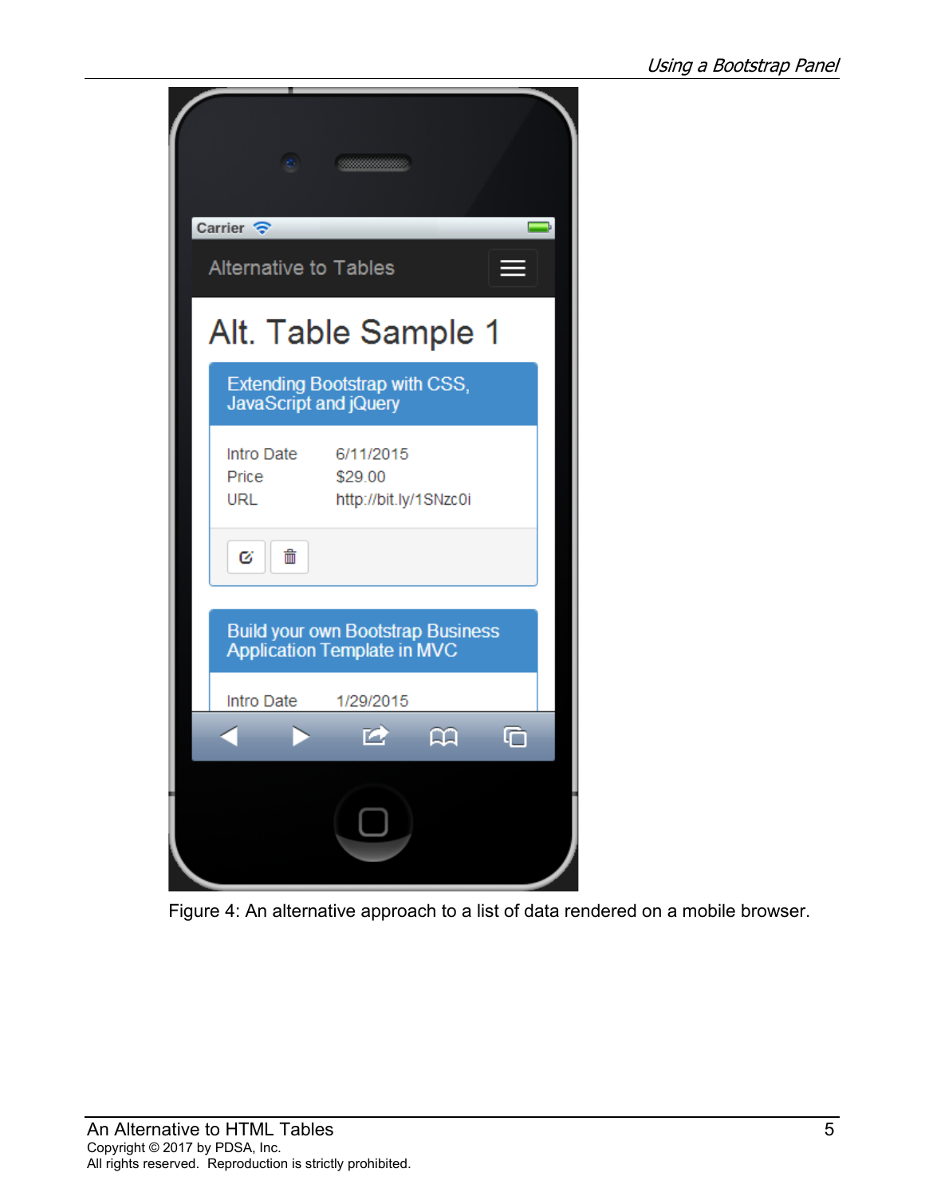Figure 4: An alternative approach to a list of data rendered on a mobile browser.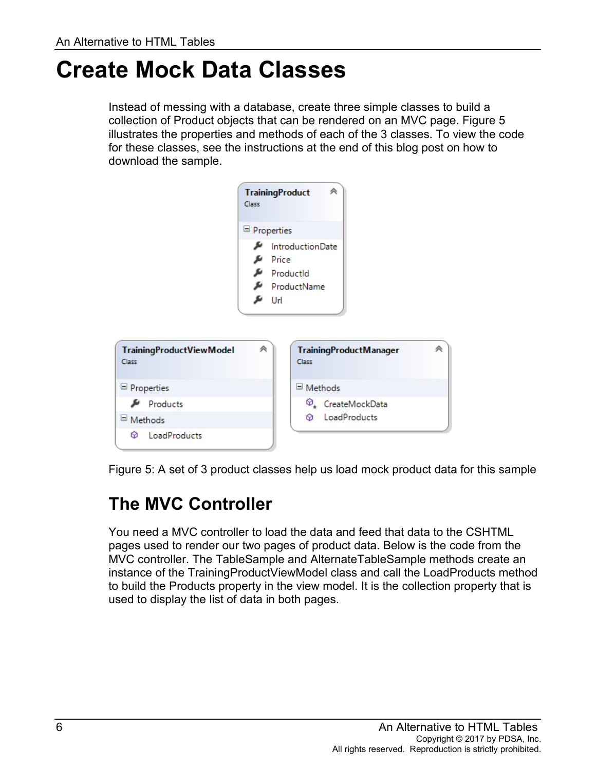# Create Mock Data Classes

Instead of messing with a database, create three simple classes to build a collection of Product objects that can be rendered on an MVC page. Figure 5 illustrates the properties and methods of each of the 3 classes. To view the code for these classes, see the instructions at the end of this blog post on how to download the sample.

TrainingProduct
Class
Properties
IntroductionDate
Price
ProductId
ProductName
Url

TrainingProductViewModel
Class
Properties
Products
Methods
LoadProducts

TrainingProductManager
Class
Methods
CreateMockData
LoadProducts

Figure 5: A set of 3 product classes help us load mock product data for this sample

## The MVC Controller

You need a MVC controller to load the data and feed that data to the CSHTML pages used to render our two pages of product data. Below is the code from the MVC controller. The TableSample and AlternateTableSample methods create an instance of the TrainingProductViewModel class and call the LoadProducts method to build the Products property in the view model. It is the collection property that is used to display the list of data in both pages.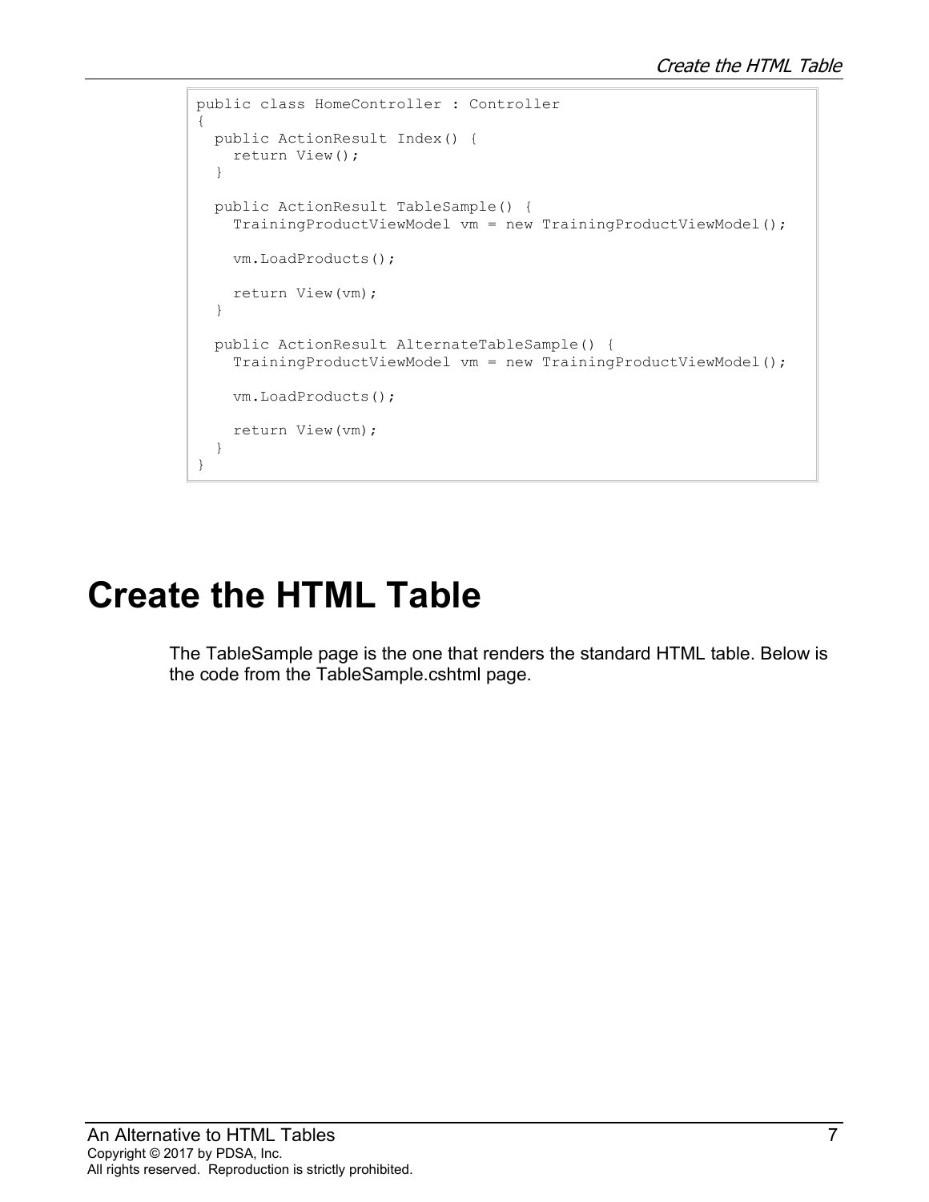```
public class HomeController : Controller
{
  public ActionResult Index() {
    return View();
  }

  public ActionResult TableSample() {
    TrainingProductViewModel vm = new TrainingProductViewModel();

    vm.LoadProducts();

    return View(vm);
  }

  public ActionResult AlternateTableSample() {
    TrainingProductViewModel vm = new TrainingProductViewModel();

    vm.LoadProducts();

    return View(vm);
  }
}
```

# Create the HTML Table

The TableSample page is the one that renders the standard HTML table. Below is the code from the TableSample.cshtml page.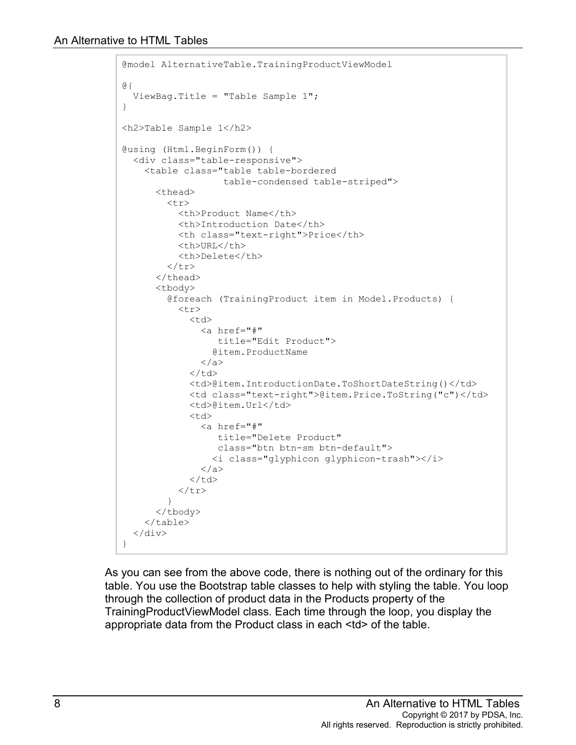```
@model AlternativeTable.TrainingProductViewModel

@{
  ViewBag.Title = "Table Sample 1";
}

<h2>Table Sample 1</h2>

@using (Html.BeginForm()) {
  <div class="table-responsive">
    <table class="table table-bordered
                  table-condensed table-striped">
      <thead>
        <tr>
          <th>Product Name</th>
          <th>Introduction Date</th>
          <th class="text-right">Price</th>
          <th>URL</th>
          <th>Delete</th>
        </tr>
      </thead>
      <tbody>
        @foreach (TrainingProduct item in Model.Products) {
          <tr>
            <td>
              <a href="#"
                 title="Edit Product">
                @item.ProductName
              </a>
            </td>
            <td>@item.IntroductionDate.ToShortDateString()</td>
            <td class="text-right">@item.Price.ToString("c")</td>
            <td>@item.Url</td>
            <td>
              <a href="#"
                 title="Delete Product"
                 class="btn btn-sm btn-default">
                <i class="glyphicon glyphicon-trash"></i>
              </a>
            </td>
          </tr>
        }
      </tbody>
    </table>
  </div>
}
```

As you can see from the above code, there is nothing out of the ordinary for this table. You use the Bootstrap table classes to help with styling the table. You loop through the collection of product data in the Products property of the TrainingProductViewModel class. Each time through the loop, you display the appropriate data from the Product class in each <td> of the table.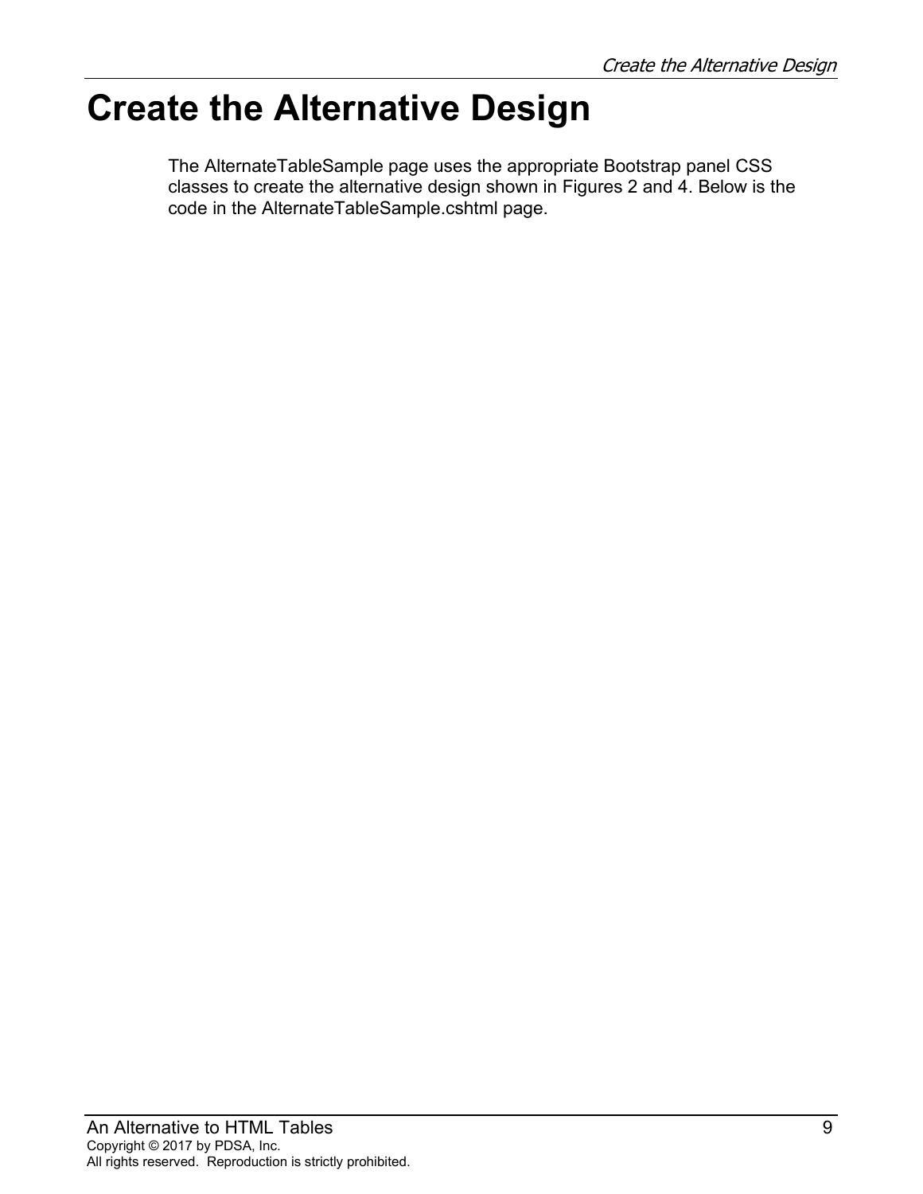# Create the Alternative Design

The AlternateTableSample page uses the appropriate Bootstrap panel CSS classes to create the alternative design shown in Figures 2 and 4. Below is the code in the AlternateTableSample.cshtml page.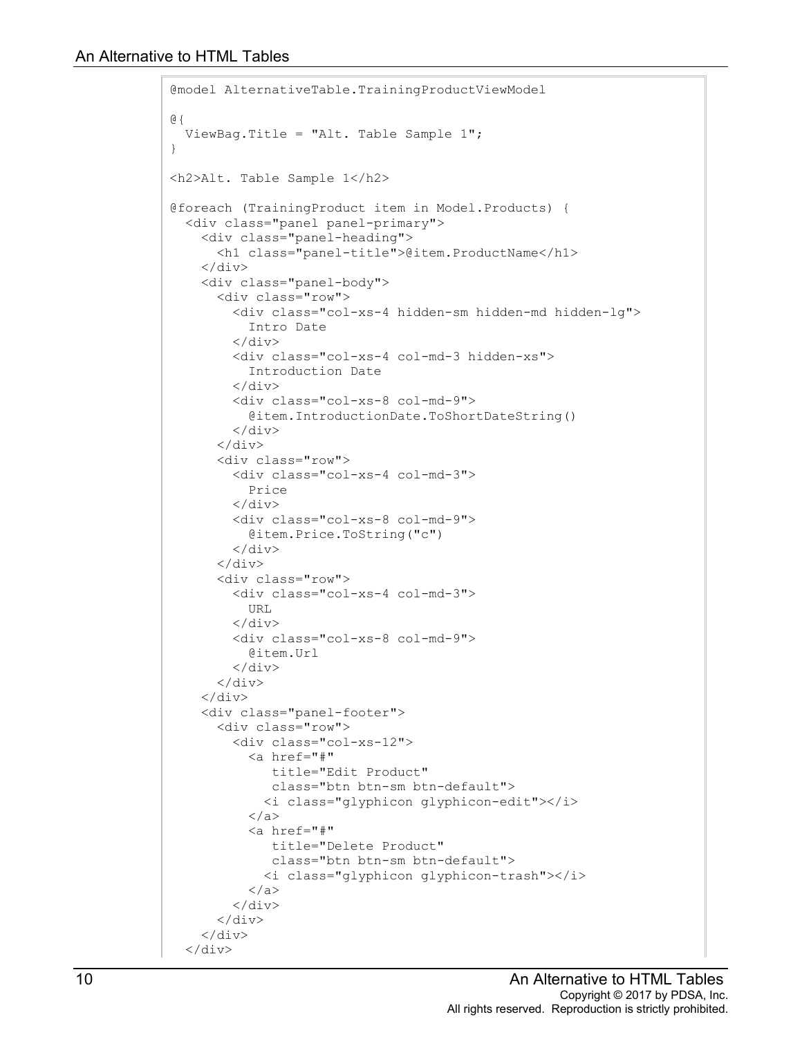```
@model AlternativeTable.TrainingProductViewModel

@{
  ViewBag.Title = "Alt. Table Sample 1";
}

<h2>Alt. Table Sample 1</h2>

@foreach (TrainingProduct item in Model.Products) {
  <div class="panel panel-primary">
    <div class="panel-heading">
      <h1 class="panel-title">@item.ProductName</h1>
    </div>
    <div class="panel-body">
      <div class="row">
        <div class="col-xs-4 hidden-sm hidden-md hidden-lg">
          Intro Date
        </div>
        <div class="col-xs-4 col-md-3 hidden-xs">
          Introduction Date
        </div>
        <div class="col-xs-8 col-md-9">
          @item.IntroductionDate.ToShortDateString()
        </div>
      </div>
      <div class="row">
        <div class="col-xs-4 col-md-3">
          Price
        </div>
        <div class="col-xs-8 col-md-9">
          @item.Price.ToString("c")
        </div>
      </div>
      <div class="row">
        <div class="col-xs-4 col-md-3">
          URL
        </div>
        <div class="col-xs-8 col-md-9">
          @item.Url
        </div>
      </div>
    </div>
    <div class="panel-footer">
      <div class="row">
        <div class="col-xs-12">
          <a href="#"
             title="Edit Product"
             class="btn btn-sm btn-default">
            <i class="glyphicon glyphicon-edit"></i>
          </a>
          <a href="#"
             title="Delete Product"
             class="btn btn-sm btn-default">
            <i class="glyphicon glyphicon-trash"></i>
          </a>
        </div>
      </div>
    </div>
  </div>
```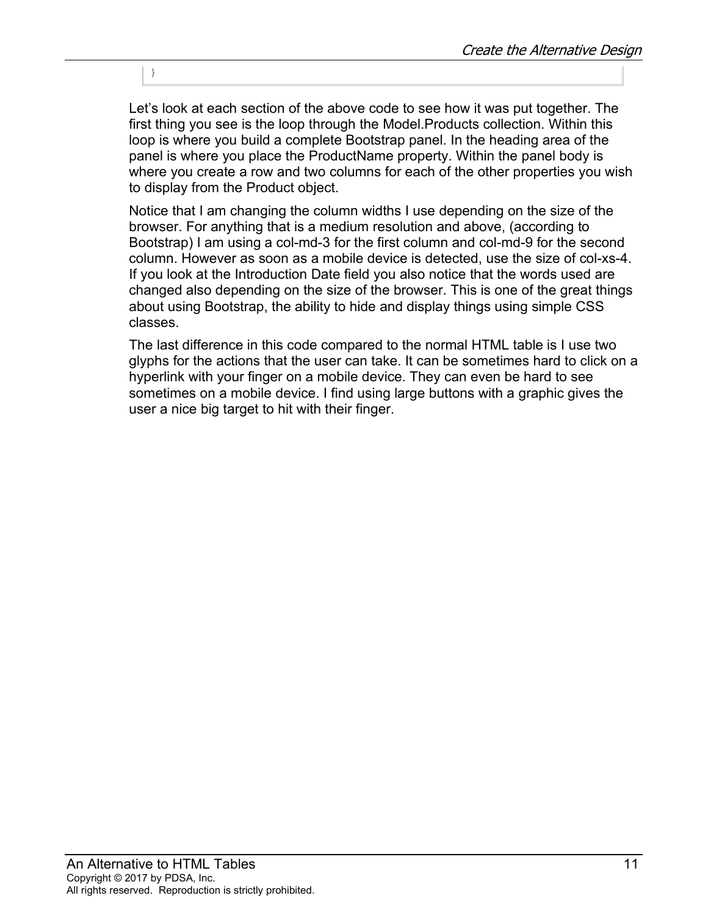```
}
```

Let's look at each section of the above code to see how it was put together. The first thing you see is the loop through the Model.Products collection. Within this loop is where you build a complete Bootstrap panel. In the heading area of the panel is where you place the ProductName property. Within the panel body is where you create a row and two columns for each of the other properties you wish to display from the Product object.

Notice that I am changing the column widths I use depending on the size of the browser. For anything that is a medium resolution and above, (according to Bootstrap) I am using a col-md-3 for the first column and col-md-9 for the second column. However as soon as a mobile device is detected, use the size of col-xs-4. If you look at the Introduction Date field you also notice that the words used are changed also depending on the size of the browser. This is one of the great things about using Bootstrap, the ability to hide and display things using simple CSS classes.

The last difference in this code compared to the normal HTML table is I use two glyphs for the actions that the user can take. It can be sometimes hard to click on a hyperlink with your finger on a mobile device. They can even be hard to see sometimes on a mobile device. I find using large buttons with a graphic gives the user a nice big target to hit with their finger.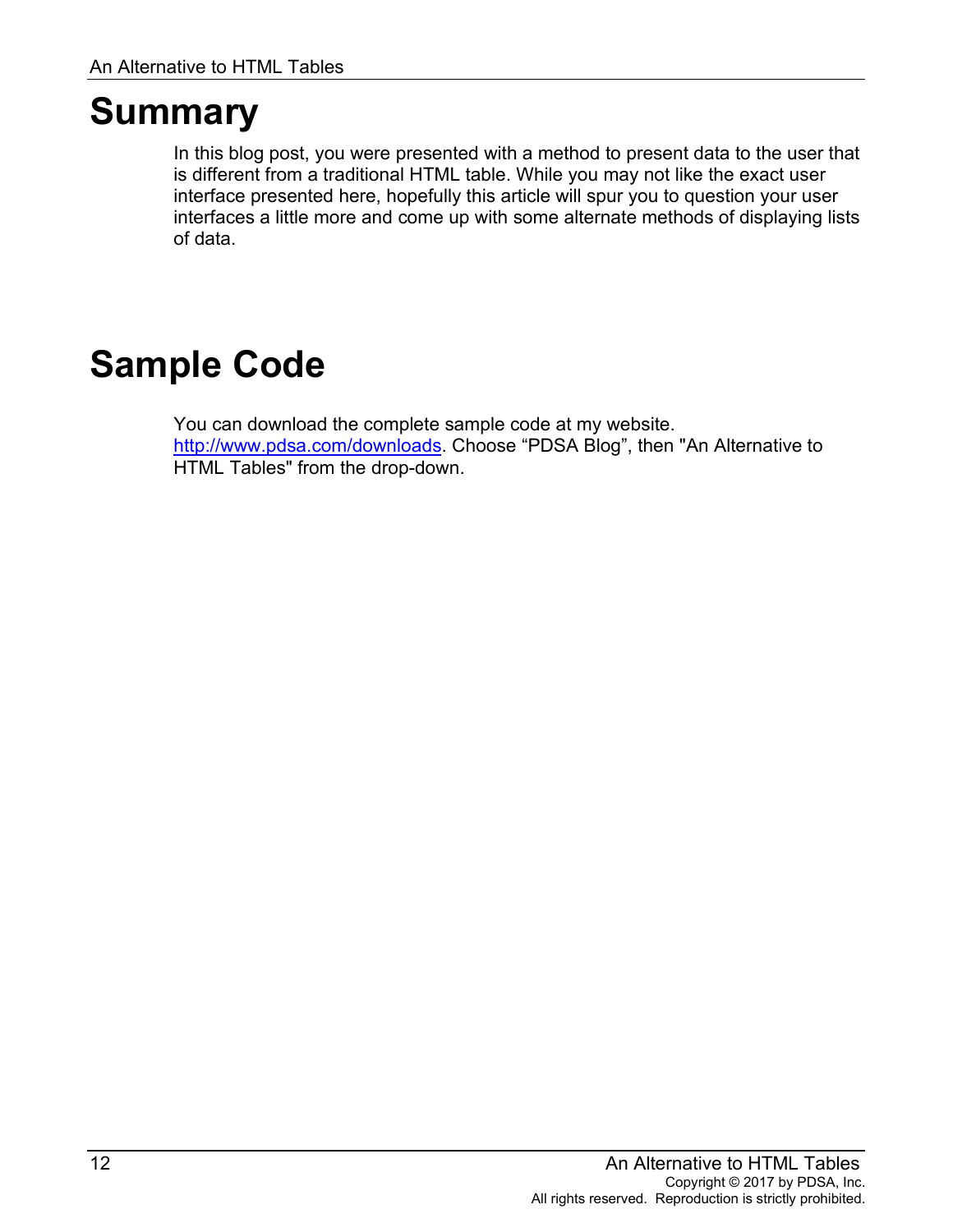# Summary

In this blog post, you were presented with a method to present data to the user that is different from a traditional HTML table. While you may not like the exact user interface presented here, hopefully this article will spur you to question your user interfaces a little more and come up with some alternate methods of displaying lists of data.

# Sample Code

You can download the complete sample code at my website. [http://www.pdsa.com/downloads](http://www.pdsa.com/downloads). Choose “PDSA Blog”, then "An Alternative to HTML Tables" from the drop-down.